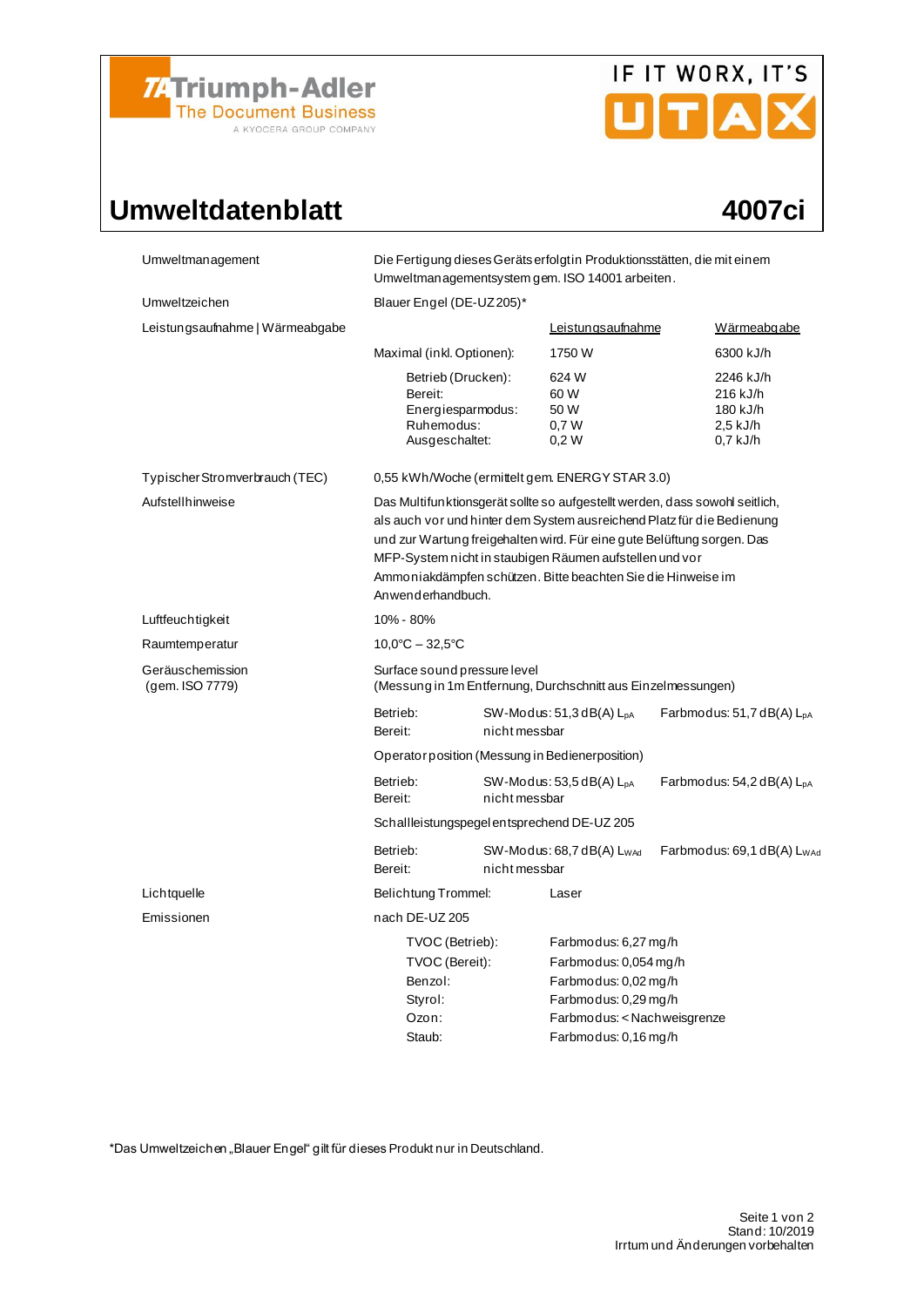Triumph-Adler
The Document Business
A KYOCERA GROUP COMPANY

IF IT WORX, IT'S UTAX

# Umweltdatenblatt — 4007ci

| | | | |
|---|---|---|---|
| Umweltmanagement | Die Fertigung dieses Geräts erfolgt in Produktionsstätten, die mit einem Umweltmanagementsystem gem. ISO 14001 arbeiten. | | |
| Umweltzeichen | Blauer Engel (DE-UZ 205)* | | |
| Leistungsaufnahme \| Wärmeabgabe | | Leistungsaufnahme | Wärmeabgabe |
| | Maximal (inkl. Optionen): | 1750 W | 6300 kJ/h |
| | Betrieb (Drucken): | 624 W | 2246 kJ/h |
| | Bereit: | 60 W | 216 kJ/h |
| | Energiesparmodus: | 50 W | 180 kJ/h |
| | Ruhemodus: | 0,7 W | 2,5 kJ/h |
| | Ausgeschaltet: | 0,2 W | 0,7 kJ/h |
| Typischer Stromverbrauch (TEC) | 0,55 kWh/Woche (ermittelt gem. ENERGY STAR 3.0) | | |
| Aufstellhinweise | Das Multifunktionsgerät sollte so aufgestellt werden, dass sowohl seitlich, als auch vor und hinter dem System ausreichend Platz für die Bedienung und zur Wartung freigehalten wird. Für eine gute Belüftung sorgen. Das MFP-System nicht in staubigen Räumen aufstellen und vor Ammoniakdämpfen schützen. Bitte beachten Sie die Hinweise im Anwenderhandbuch. | | |
| Luftfeuchtigkeit | 10% - 80% | | |
| Raumtemperatur | 10,0°C – 32,5°C | | |
| Geräuschemission (gem. ISO 7779) | Surface sound pressure level (Messung in 1m Entfernung, Durchschnitt aus Einzelmessungen) | | |
| | Betrieb: | SW-Modus: 51,3 dB(A) $L_{pA}$ | Farbmodus: 51,7 dB(A) $L_{pA}$ |
| | Bereit: | nicht messbar | |
| | Operator position (Messung in Bedienerposition) | | |
| | Betrieb: | SW-Modus: 53,5 dB(A) $L_{pA}$ | Farbmodus: 54,2 dB(A) $L_{pA}$ |
| | Bereit: | nicht messbar | |
| | Schallleistungspegel entsprechend DE-UZ 205 | | |
| | Betrieb: | SW-Modus: 68,7 dB(A) $L_{WAd}$ | Farbmodus: 69,1 dB(A) $L_{WAd}$ |
| | Bereit: | nicht messbar | |
| Lichtquelle | Belichtung Trommel: | Laser | |
| Emissionen | nach DE-UZ 205 | | |
| | TVOC (Betrieb): | Farbmodus: 6,27 mg/h | |
| | TVOC (Bereit): | Farbmodus: 0,054 mg/h | |
| | Benzol: | Farbmodus: 0,02 mg/h | |
| | Styrol: | Farbmodus: 0,29 mg/h | |
| | Ozon: | Farbmodus: < Nachweisgrenze | |
| | Staub: | Farbmodus: 0,16 mg/h | |

*Das Umweltzeichen „Blauer Engel" gilt für dieses Produkt nur in Deutschland.

Stand: 10/2019
Irrtum und Änderungen vorbehalten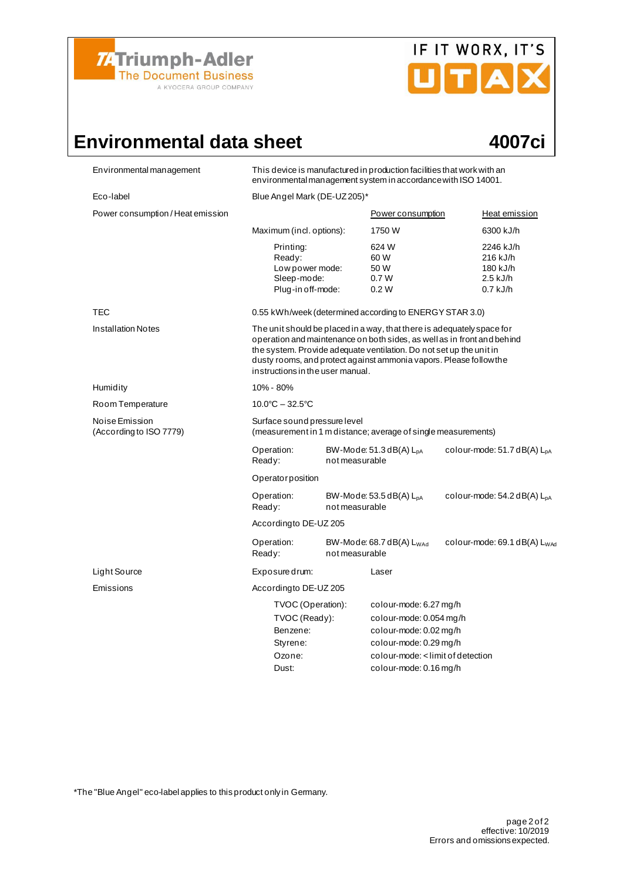Triumph-Adler
The Document Business
A KYOCERA GROUP COMPANY

IF IT WORX, IT'S UTAX

# Environmental data sheet — 4007ci

| | | | |
|---|---|---|---|
| Environmental management | This device is manufactured in production facilities that work with an environmental management system in accordance with ISO 14001. | | |
| Eco-label | Blue Angel Mark (DE-UZ 205)* | | |
| Power consumption / Heat emission | | Power consumption | Heat emission |
| | Maximum (incl. options): | 1750 W | 6300 kJ/h |
| | Printing: | 624 W | 2246 kJ/h |
| | Ready: | 60 W | 216 kJ/h |
| | Low power mode: | 50 W | 180 kJ/h |
| | Sleep-mode: | 0.7 W | 2.5 kJ/h |
| | Plug-in off-mode: | 0.2 W | 0.7 kJ/h |
| TEC | 0.55 kWh/week (determined according to ENERGY STAR 3.0) | | |
| Installation Notes | The unit should be placed in a way, that there is adequately space for operation and maintenance on both sides, as well as in front and behind the system. Provide adequate ventilation. Do not set up the unit in dusty rooms, and protect against ammonia vapors. Please follow the instructions in the user manual. | | |
| Humidity | 10% - 80% | | |
| Room Temperature | 10.0°C – 32.5°C | | |
| Noise Emission (According to ISO 7779) | Surface sound pressure level (measurement in 1 m distance; average of single measurements) | | |
| | Operation: | BW-Mode: 51.3 dB(A) $L_{pA}$ | colour-mode: 51.7 dB(A) $L_{pA}$ |
| | Ready: | not measurable | |
| | Operator position | | |
| | Operation: | BW-Mode: 53.5 dB(A) $L_{pA}$ | colour-mode: 54.2 dB(A) $L_{pA}$ |
| | Ready: | not measurable | |
| | According to DE-UZ 205 | | |
| | Operation: | BW-Mode: 68.7 dB(A) $L_{WAd}$ | colour-mode: 69.1 dB(A) $L_{WAd}$ |
| | Ready: | not measurable | |
| Light Source | Exposure drum: | Laser | |
| Emissions | According to DE-UZ 205 | | |
| | TVOC (Operation): | colour-mode: 6.27 mg/h | |
| | TVOC (Ready): | colour-mode: 0.054 mg/h | |
| | Benzene: | colour-mode: 0.02 mg/h | |
| | Styrene: | colour-mode: 0.29 mg/h | |
| | Ozone: | colour-mode: < limit of detection | |
| | Dust: | colour-mode: 0.16 mg/h | |

*The "Blue Angel" eco-label applies to this product only in Germany.

effective: 10/2019
Errors and omissions expected.